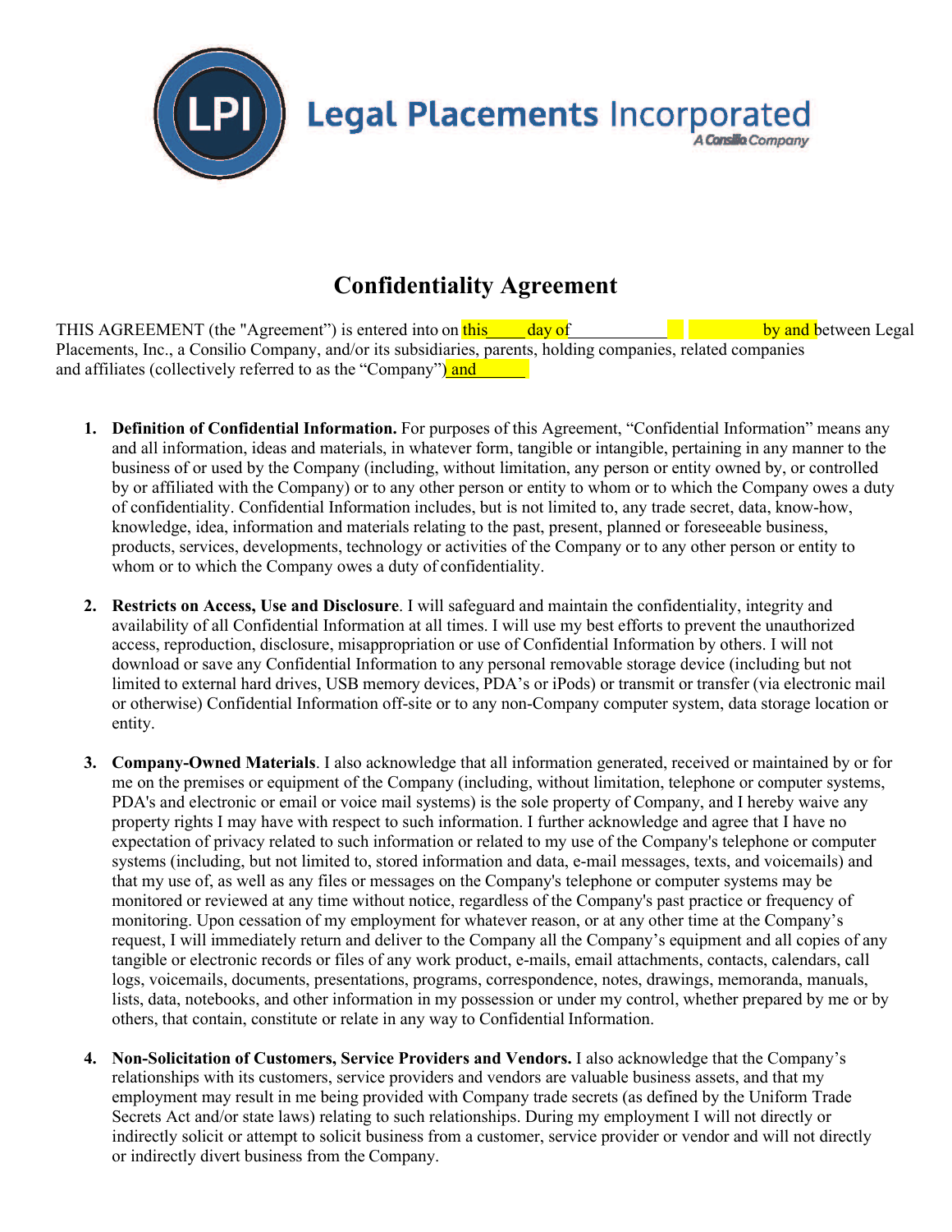Legal Placements Incorporated
A Consilio Company

# Confidentiality Agreement

THIS AGREEMENT (the "Agreement") is entered into on this____ day of___________ __ _________ by and between Legal Placements, Inc., a Consilio Company, and/or its subsidiaries, parents, holding companies, related companies and affiliates (collectively referred to as the "Company") and______

1. **Definition of Confidential Information.** For purposes of this Agreement, "Confidential Information" means any and all information, ideas and materials, in whatever form, tangible or intangible, pertaining in any manner to the business of or used by the Company (including, without limitation, any person or entity owned by, or controlled by or affiliated with the Company) or to any other person or entity to whom or to which the Company owes a duty of confidentiality. Confidential Information includes, but is not limited to, any trade secret, data, know-how, knowledge, idea, information and materials relating to the past, present, planned or foreseeable business, products, services, developments, technology or activities of the Company or to any other person or entity to whom or to which the Company owes a duty of confidentiality.

2. **Restricts on Access, Use and Disclosure**. I will safeguard and maintain the confidentiality, integrity and availability of all Confidential Information at all times. I will use my best efforts to prevent the unauthorized access, reproduction, disclosure, misappropriation or use of Confidential Information by others. I will not download or save any Confidential Information to any personal removable storage device (including but not limited to external hard drives, USB memory devices, PDA's or iPods) or transmit or transfer (via electronic mail or otherwise) Confidential Information off-site or to any non-Company computer system, data storage location or entity.

3. **Company-Owned Materials**. I also acknowledge that all information generated, received or maintained by or for me on the premises or equipment of the Company (including, without limitation, telephone or computer systems, PDA's and electronic or email or voice mail systems) is the sole property of Company, and I hereby waive any property rights I may have with respect to such information. I further acknowledge and agree that I have no expectation of privacy related to such information or related to my use of the Company's telephone or computer systems (including, but not limited to, stored information and data, e-mail messages, texts, and voicemails) and that my use of, as well as any files or messages on the Company's telephone or computer systems may be monitored or reviewed at any time without notice, regardless of the Company's past practice or frequency of monitoring. Upon cessation of my employment for whatever reason, or at any other time at the Company's request, I will immediately return and deliver to the Company all the Company's equipment and all copies of any tangible or electronic records or files of any work product, e-mails, email attachments, contacts, calendars, call logs, voicemails, documents, presentations, programs, correspondence, notes, drawings, memoranda, manuals, lists, data, notebooks, and other information in my possession or under my control, whether prepared by me or by others, that contain, constitute or relate in any way to Confidential Information.

4. **Non-Solicitation of Customers, Service Providers and Vendors.** I also acknowledge that the Company's relationships with its customers, service providers and vendors are valuable business assets, and that my employment may result in me being provided with Company trade secrets (as defined by the Uniform Trade Secrets Act and/or state laws) relating to such relationships. During my employment I will not directly or indirectly solicit or attempt to solicit business from a customer, service provider or vendor and will not directly or indirectly divert business from the Company.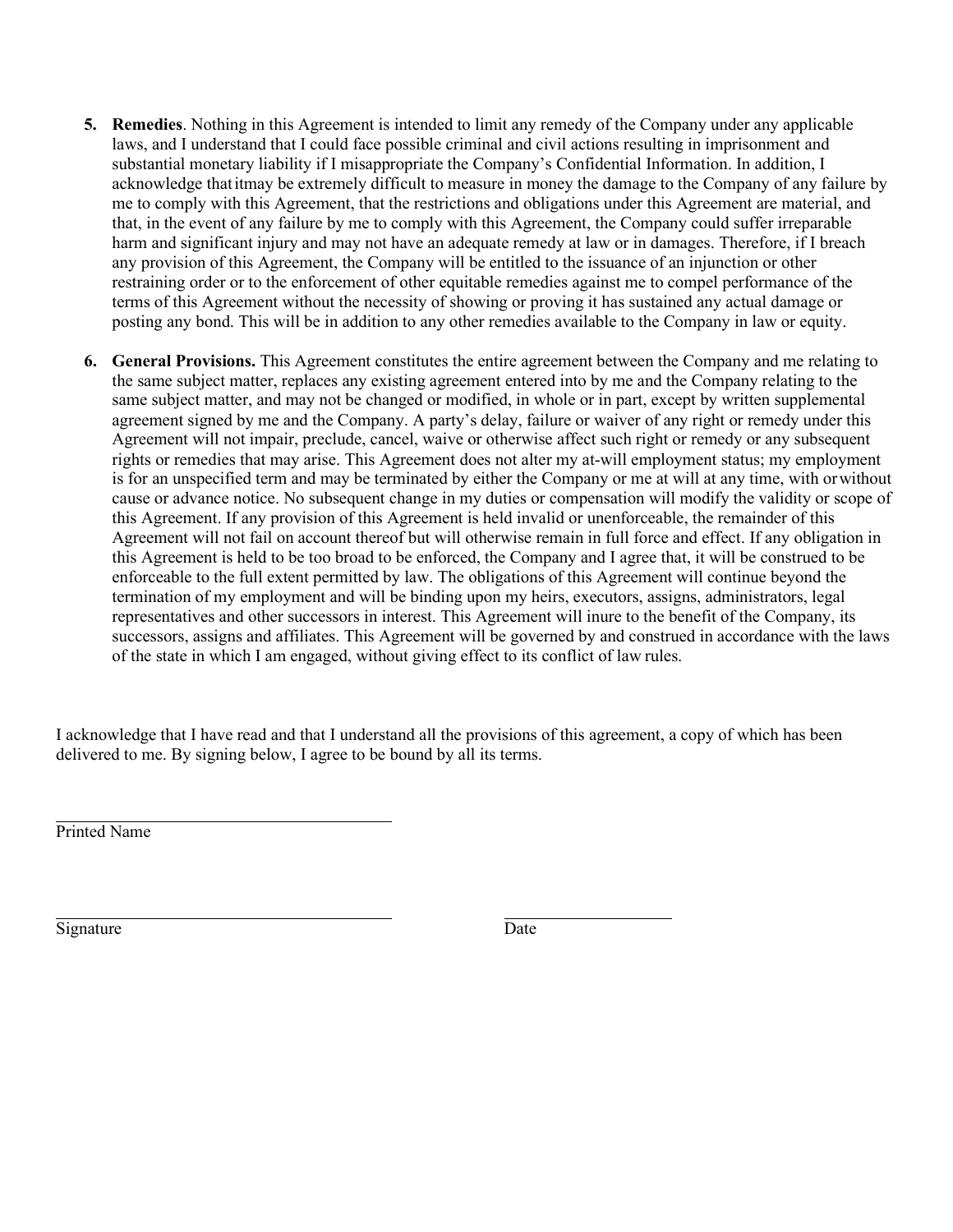5. **Remedies**. Nothing in this Agreement is intended to limit any remedy of the Company under any applicable laws, and I understand that I could face possible criminal and civil actions resulting in imprisonment and substantial monetary liability if I misappropriate the Company's Confidential Information. In addition, I acknowledge that it may be extremely difficult to measure in money the damage to the Company of any failure by me to comply with this Agreement, that the restrictions and obligations under this Agreement are material, and that, in the event of any failure by me to comply with this Agreement, the Company could suffer irreparable harm and significant injury and may not have an adequate remedy at law or in damages. Therefore, if I breach any provision of this Agreement, the Company will be entitled to the issuance of an injunction or other restraining order or to the enforcement of other equitable remedies against me to compel performance of the terms of this Agreement without the necessity of showing or proving it has sustained any actual damage or posting any bond. This will be in addition to any other remedies available to the Company in law or equity.

6. **General Provisions.** This Agreement constitutes the entire agreement between the Company and me relating to the same subject matter, replaces any existing agreement entered into by me and the Company relating to the same subject matter, and may not be changed or modified, in whole or in part, except by written supplemental agreement signed by me and the Company. A party's delay, failure or waiver of any right or remedy under this Agreement will not impair, preclude, cancel, waive or otherwise affect such right or remedy or any subsequent rights or remedies that may arise. This Agreement does not alter my at-will employment status; my employment is for an unspecified term and may be terminated by either the Company or me at will at any time, with or without cause or advance notice. No subsequent change in my duties or compensation will modify the validity or scope of this Agreement. If any provision of this Agreement is held invalid or unenforceable, the remainder of this Agreement will not fail on account thereof but will otherwise remain in full force and effect. If any obligation in this Agreement is held to be too broad to be enforced, the Company and I agree that, it will be construed to be enforceable to the full extent permitted by law. The obligations of this Agreement will continue beyond the termination of my employment and will be binding upon my heirs, executors, assigns, administrators, legal representatives and other successors in interest. This Agreement will inure to the benefit of the Company, its successors, assigns and affiliates. This Agreement will be governed by and construed in accordance with the laws of the state in which I am engaged, without giving effect to its conflict of law rules.

I acknowledge that I have read and that I understand all the provisions of this agreement, a copy of which has been delivered to me. By signing below, I agree to be bound by all its terms.

\_\_\_\_\_\_\_\_\_\_\_\_\_\_\_\_\_\_\_\_\_\_\_\_\_\_\_\_\_\_\_\_\_\_\_\_\_\_\_\_

Printed Name

\_\_\_\_\_\_\_\_\_\_\_\_\_\_\_\_\_\_\_\_\_\_\_\_\_\_\_\_\_\_\_\_\_\_\_\_\_\_\_\_ \_\_\_\_\_\_\_\_\_\_\_\_\_\_\_\_\_\_\_\_

Signature Date